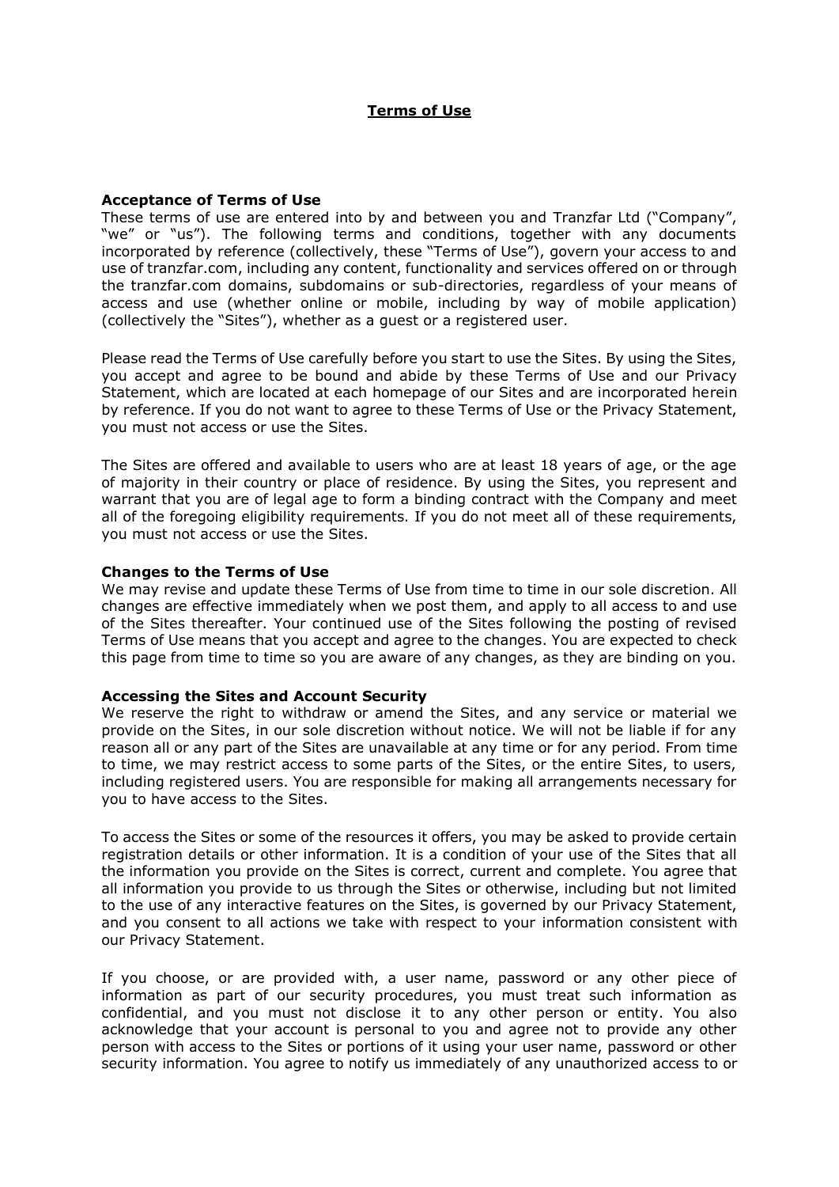# Terms of Use

**Acceptance of Terms of Use**

These terms of use are entered into by and between you and Tranzfar Ltd ("Company", "we" or "us"). The following terms and conditions, together with any documents incorporated by reference (collectively, these "Terms of Use"), govern your access to and use of tranzfar.com, including any content, functionality and services offered on or through the tranzfar.com domains, subdomains or sub-directories, regardless of your means of access and use (whether online or mobile, including by way of mobile application) (collectively the "Sites"), whether as a guest or a registered user.

Please read the Terms of Use carefully before you start to use the Sites. By using the Sites, you accept and agree to be bound and abide by these Terms of Use and our Privacy Statement, which are located at each homepage of our Sites and are incorporated herein by reference. If you do not want to agree to these Terms of Use or the Privacy Statement, you must not access or use the Sites.

The Sites are offered and available to users who are at least 18 years of age, or the age of majority in their country or place of residence. By using the Sites, you represent and warrant that you are of legal age to form a binding contract with the Company and meet all of the foregoing eligibility requirements. If you do not meet all of these requirements, you must not access or use the Sites.

**Changes to the Terms of Use**

We may revise and update these Terms of Use from time to time in our sole discretion. All changes are effective immediately when we post them, and apply to all access to and use of the Sites thereafter. Your continued use of the Sites following the posting of revised Terms of Use means that you accept and agree to the changes. You are expected to check this page from time to time so you are aware of any changes, as they are binding on you.

**Accessing the Sites and Account Security**

We reserve the right to withdraw or amend the Sites, and any service or material we provide on the Sites, in our sole discretion without notice. We will not be liable if for any reason all or any part of the Sites are unavailable at any time or for any period. From time to time, we may restrict access to some parts of the Sites, or the entire Sites, to users, including registered users. You are responsible for making all arrangements necessary for you to have access to the Sites.

To access the Sites or some of the resources it offers, you may be asked to provide certain registration details or other information. It is a condition of your use of the Sites that all the information you provide on the Sites is correct, current and complete. You agree that all information you provide to us through the Sites or otherwise, including but not limited to the use of any interactive features on the Sites, is governed by our Privacy Statement, and you consent to all actions we take with respect to your information consistent with our Privacy Statement.

If you choose, or are provided with, a user name, password or any other piece of information as part of our security procedures, you must treat such information as confidential, and you must not disclose it to any other person or entity. You also acknowledge that your account is personal to you and agree not to provide any other person with access to the Sites or portions of it using your user name, password or other security information. You agree to notify us immediately of any unauthorized access to or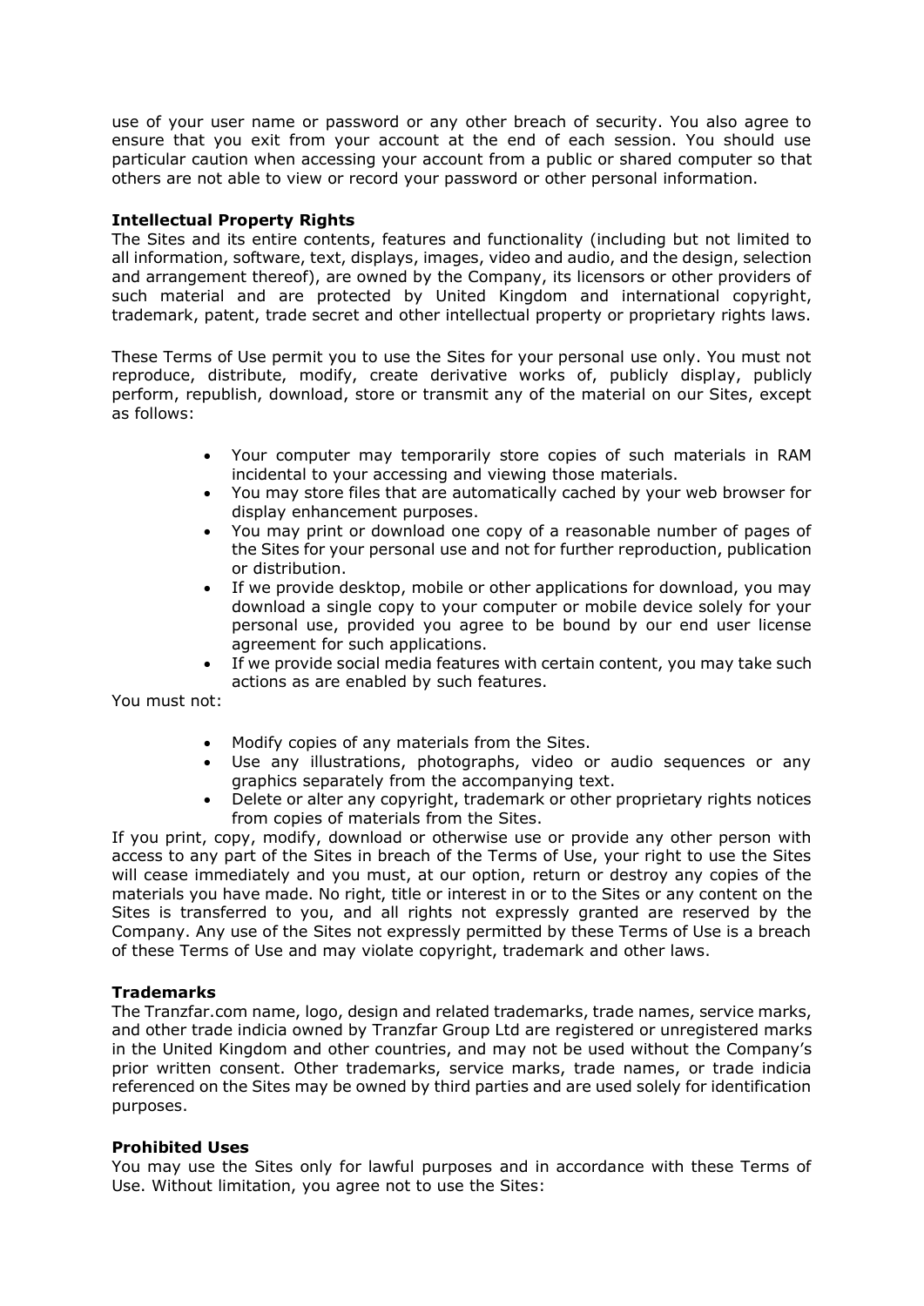use of your user name or password or any other breach of security. You also agree to ensure that you exit from your account at the end of each session. You should use particular caution when accessing your account from a public or shared computer so that others are not able to view or record your password or other personal information.

**Intellectual Property Rights**

The Sites and its entire contents, features and functionality (including but not limited to all information, software, text, displays, images, video and audio, and the design, selection and arrangement thereof), are owned by the Company, its licensors or other providers of such material and are protected by United Kingdom and international copyright, trademark, patent, trade secret and other intellectual property or proprietary rights laws.

These Terms of Use permit you to use the Sites for your personal use only. You must not reproduce, distribute, modify, create derivative works of, publicly display, publicly perform, republish, download, store or transmit any of the material on our Sites, except as follows:

- Your computer may temporarily store copies of such materials in RAM incidental to your accessing and viewing those materials.
- You may store files that are automatically cached by your web browser for display enhancement purposes.
- You may print or download one copy of a reasonable number of pages of the Sites for your personal use and not for further reproduction, publication or distribution.
- If we provide desktop, mobile or other applications for download, you may download a single copy to your computer or mobile device solely for your personal use, provided you agree to be bound by our end user license agreement for such applications.
- If we provide social media features with certain content, you may take such actions as are enabled by such features.

You must not:

- Modify copies of any materials from the Sites.
- Use any illustrations, photographs, video or audio sequences or any graphics separately from the accompanying text.
- Delete or alter any copyright, trademark or other proprietary rights notices from copies of materials from the Sites.

If you print, copy, modify, download or otherwise use or provide any other person with access to any part of the Sites in breach of the Terms of Use, your right to use the Sites will cease immediately and you must, at our option, return or destroy any copies of the materials you have made. No right, title or interest in or to the Sites or any content on the Sites is transferred to you, and all rights not expressly granted are reserved by the Company. Any use of the Sites not expressly permitted by these Terms of Use is a breach of these Terms of Use and may violate copyright, trademark and other laws.

**Trademarks**

The Tranzfar.com name, logo, design and related trademarks, trade names, service marks, and other trade indicia owned by Tranzfar Group Ltd are registered or unregistered marks in the United Kingdom and other countries, and may not be used without the Company's prior written consent. Other trademarks, service marks, trade names, or trade indicia referenced on the Sites may be owned by third parties and are used solely for identification purposes.

**Prohibited Uses**

You may use the Sites only for lawful purposes and in accordance with these Terms of Use. Without limitation, you agree not to use the Sites: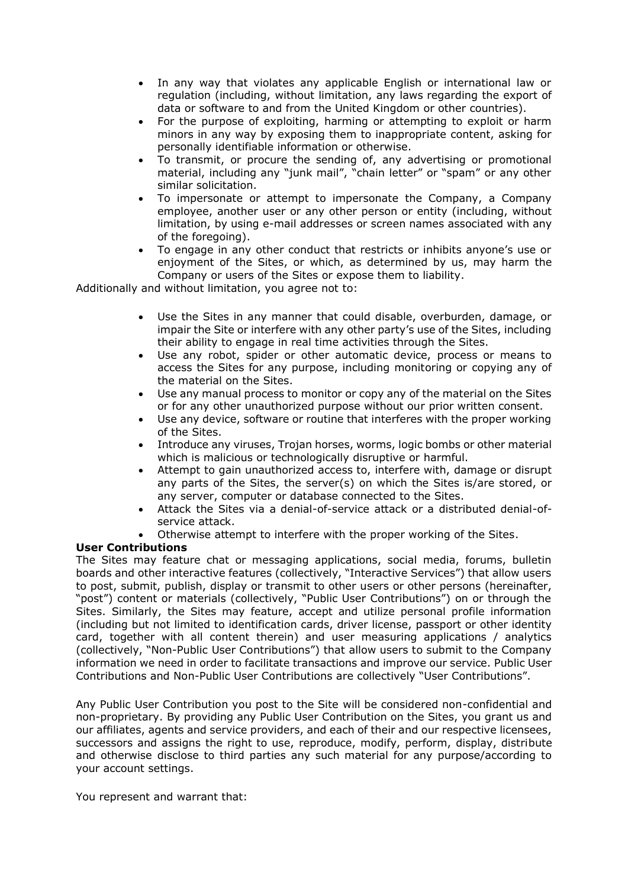- In any way that violates any applicable English or international law or regulation (including, without limitation, any laws regarding the export of data or software to and from the United Kingdom or other countries).
- For the purpose of exploiting, harming or attempting to exploit or harm minors in any way by exposing them to inappropriate content, asking for personally identifiable information or otherwise.
- To transmit, or procure the sending of, any advertising or promotional material, including any "junk mail", "chain letter" or "spam" or any other similar solicitation.
- To impersonate or attempt to impersonate the Company, a Company employee, another user or any other person or entity (including, without limitation, by using e-mail addresses or screen names associated with any of the foregoing).
- To engage in any other conduct that restricts or inhibits anyone's use or enjoyment of the Sites, or which, as determined by us, may harm the Company or users of the Sites or expose them to liability.

Additionally and without limitation, you agree not to:

- Use the Sites in any manner that could disable, overburden, damage, or impair the Site or interfere with any other party's use of the Sites, including their ability to engage in real time activities through the Sites.
- Use any robot, spider or other automatic device, process or means to access the Sites for any purpose, including monitoring or copying any of the material on the Sites.
- Use any manual process to monitor or copy any of the material on the Sites or for any other unauthorized purpose without our prior written consent.
- Use any device, software or routine that interferes with the proper working of the Sites.
- Introduce any viruses, Trojan horses, worms, logic bombs or other material which is malicious or technologically disruptive or harmful.
- Attempt to gain unauthorized access to, interfere with, damage or disrupt any parts of the Sites, the server(s) on which the Sites is/are stored, or any server, computer or database connected to the Sites.
- Attack the Sites via a denial-of-service attack or a distributed denial-of-service attack.
- Otherwise attempt to interfere with the proper working of the Sites.

**User Contributions**

The Sites may feature chat or messaging applications, social media, forums, bulletin boards and other interactive features (collectively, "Interactive Services") that allow users to post, submit, publish, display or transmit to other users or other persons (hereinafter, "post") content or materials (collectively, "Public User Contributions") on or through the Sites. Similarly, the Sites may feature, accept and utilize personal profile information (including but not limited to identification cards, driver license, passport or other identity card, together with all content therein) and user measuring applications / analytics (collectively, "Non-Public User Contributions") that allow users to submit to the Company information we need in order to facilitate transactions and improve our service. Public User Contributions and Non-Public User Contributions are collectively "User Contributions".

Any Public User Contribution you post to the Site will be considered non-confidential and non-proprietary. By providing any Public User Contribution on the Sites, you grant us and our affiliates, agents and service providers, and each of their and our respective licensees, successors and assigns the right to use, reproduce, modify, perform, display, distribute and otherwise disclose to third parties any such material for any purpose/according to your account settings.

You represent and warrant that: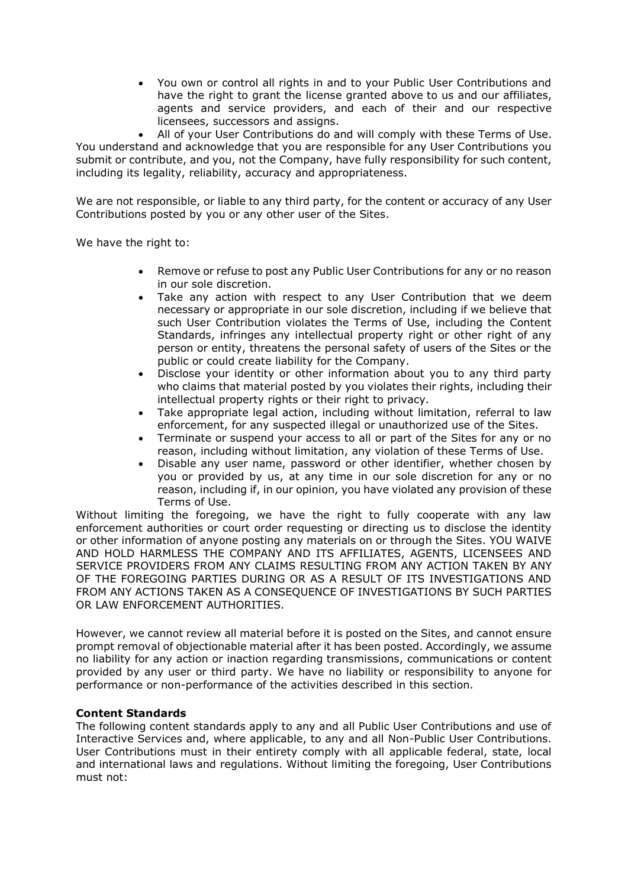- You own or control all rights in and to your Public User Contributions and have the right to grant the license granted above to us and our affiliates, agents and service providers, and each of their and our respective licensees, successors and assigns.
- All of your User Contributions do and will comply with these Terms of Use.

You understand and acknowledge that you are responsible for any User Contributions you submit or contribute, and you, not the Company, have fully responsibility for such content, including its legality, reliability, accuracy and appropriateness.

We are not responsible, or liable to any third party, for the content or accuracy of any User Contributions posted by you or any other user of the Sites.

We have the right to:

- Remove or refuse to post any Public User Contributions for any or no reason in our sole discretion.
- Take any action with respect to any User Contribution that we deem necessary or appropriate in our sole discretion, including if we believe that such User Contribution violates the Terms of Use, including the Content Standards, infringes any intellectual property right or other right of any person or entity, threatens the personal safety of users of the Sites or the public or could create liability for the Company.
- Disclose your identity or other information about you to any third party who claims that material posted by you violates their rights, including their intellectual property rights or their right to privacy.
- Take appropriate legal action, including without limitation, referral to law enforcement, for any suspected illegal or unauthorized use of the Sites.
- Terminate or suspend your access to all or part of the Sites for any or no reason, including without limitation, any violation of these Terms of Use.
- Disable any user name, password or other identifier, whether chosen by you or provided by us, at any time in our sole discretion for any or no reason, including if, in our opinion, you have violated any provision of these Terms of Use.

Without limiting the foregoing, we have the right to fully cooperate with any law enforcement authorities or court order requesting or directing us to disclose the identity or other information of anyone posting any materials on or through the Sites. YOU WAIVE AND HOLD HARMLESS THE COMPANY AND ITS AFFILIATES, AGENTS, LICENSEES AND SERVICE PROVIDERS FROM ANY CLAIMS RESULTING FROM ANY ACTION TAKEN BY ANY OF THE FOREGOING PARTIES DURING OR AS A RESULT OF ITS INVESTIGATIONS AND FROM ANY ACTIONS TAKEN AS A CONSEQUENCE OF INVESTIGATIONS BY SUCH PARTIES OR LAW ENFORCEMENT AUTHORITIES.

However, we cannot review all material before it is posted on the Sites, and cannot ensure prompt removal of objectionable material after it has been posted. Accordingly, we assume no liability for any action or inaction regarding transmissions, communications or content provided by any user or third party. We have no liability or responsibility to anyone for performance or non-performance of the activities described in this section.

**Content Standards**

The following content standards apply to any and all Public User Contributions and use of Interactive Services and, where applicable, to any and all Non-Public User Contributions. User Contributions must in their entirety comply with all applicable federal, state, local and international laws and regulations. Without limiting the foregoing, User Contributions must not: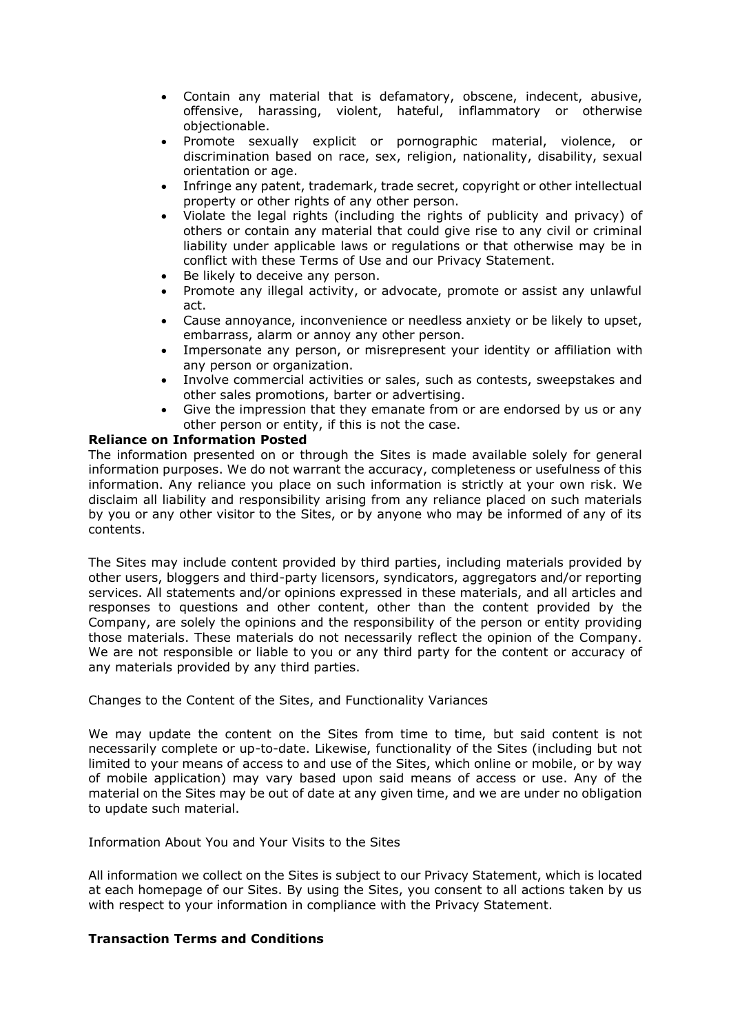- Contain any material that is defamatory, obscene, indecent, abusive, offensive, harassing, violent, hateful, inflammatory or otherwise objectionable.
- Promote sexually explicit or pornographic material, violence, or discrimination based on race, sex, religion, nationality, disability, sexual orientation or age.
- Infringe any patent, trademark, trade secret, copyright or other intellectual property or other rights of any other person.
- Violate the legal rights (including the rights of publicity and privacy) of others or contain any material that could give rise to any civil or criminal liability under applicable laws or regulations or that otherwise may be in conflict with these Terms of Use and our Privacy Statement.
- Be likely to deceive any person.
- Promote any illegal activity, or advocate, promote or assist any unlawful act.
- Cause annoyance, inconvenience or needless anxiety or be likely to upset, embarrass, alarm or annoy any other person.
- Impersonate any person, or misrepresent your identity or affiliation with any person or organization.
- Involve commercial activities or sales, such as contests, sweepstakes and other sales promotions, barter or advertising.
- Give the impression that they emanate from or are endorsed by us or any other person or entity, if this is not the case.

**Reliance on Information Posted**

The information presented on or through the Sites is made available solely for general information purposes. We do not warrant the accuracy, completeness or usefulness of this information. Any reliance you place on such information is strictly at your own risk. We disclaim all liability and responsibility arising from any reliance placed on such materials by you or any other visitor to the Sites, or by anyone who may be informed of any of its contents.

The Sites may include content provided by third parties, including materials provided by other users, bloggers and third-party licensors, syndicators, aggregators and/or reporting services. All statements and/or opinions expressed in these materials, and all articles and responses to questions and other content, other than the content provided by the Company, are solely the opinions and the responsibility of the person or entity providing those materials. These materials do not necessarily reflect the opinion of the Company. We are not responsible or liable to you or any third party for the content or accuracy of any materials provided by any third parties.

Changes to the Content of the Sites, and Functionality Variances

We may update the content on the Sites from time to time, but said content is not necessarily complete or up-to-date. Likewise, functionality of the Sites (including but not limited to your means of access to and use of the Sites, which online or mobile, or by way of mobile application) may vary based upon said means of access or use. Any of the material on the Sites may be out of date at any given time, and we are under no obligation to update such material.

Information About You and Your Visits to the Sites

All information we collect on the Sites is subject to our Privacy Statement, which is located at each homepage of our Sites. By using the Sites, you consent to all actions taken by us with respect to your information in compliance with the Privacy Statement.

**Transaction Terms and Conditions**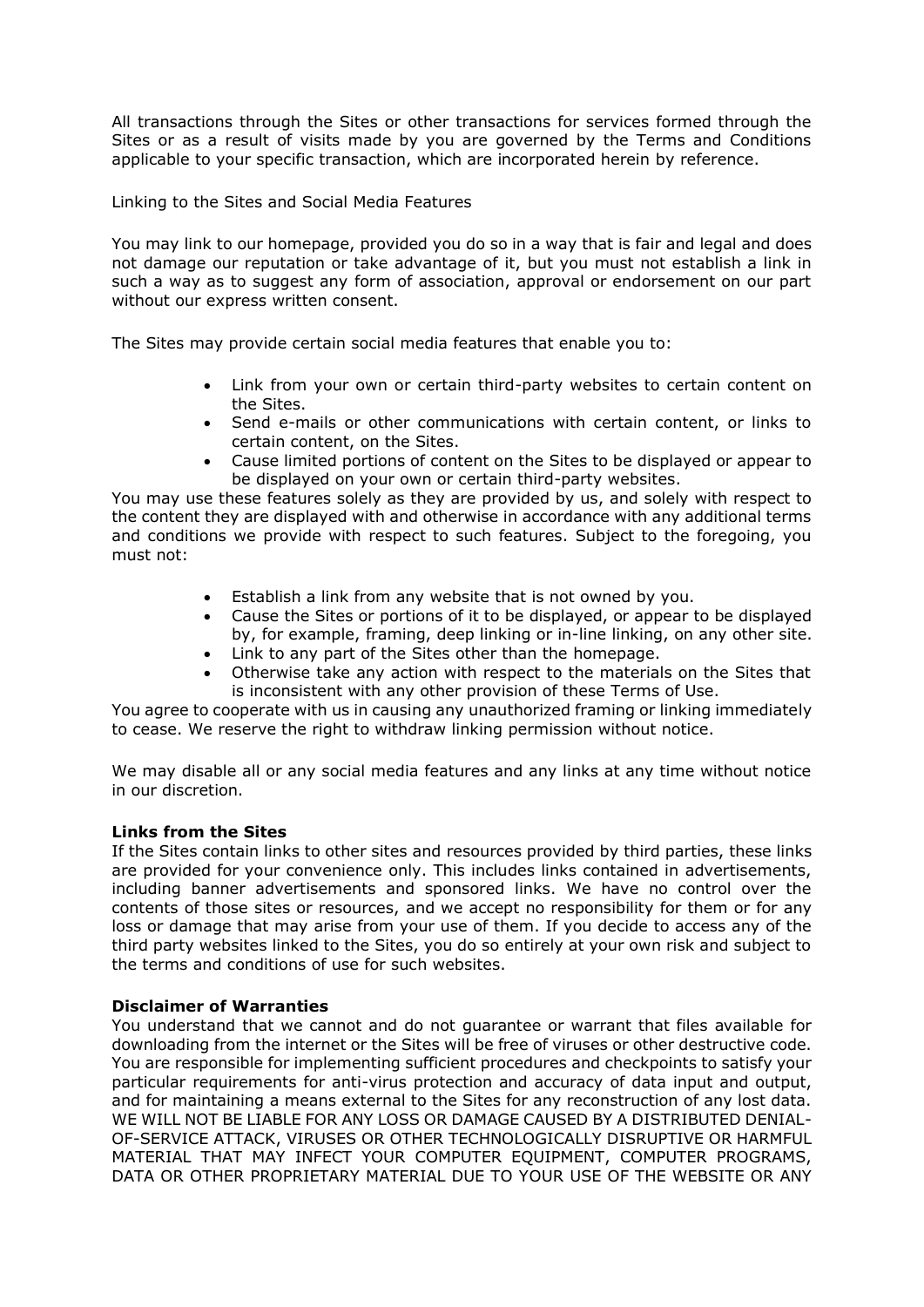All transactions through the Sites or other transactions for services formed through the Sites or as a result of visits made by you are governed by the Terms and Conditions applicable to your specific transaction, which are incorporated herein by reference.

Linking to the Sites and Social Media Features

You may link to our homepage, provided you do so in a way that is fair and legal and does not damage our reputation or take advantage of it, but you must not establish a link in such a way as to suggest any form of association, approval or endorsement on our part without our express written consent.

The Sites may provide certain social media features that enable you to:

- Link from your own or certain third-party websites to certain content on the Sites.
- Send e-mails or other communications with certain content, or links to certain content, on the Sites.
- Cause limited portions of content on the Sites to be displayed or appear to be displayed on your own or certain third-party websites.

You may use these features solely as they are provided by us, and solely with respect to the content they are displayed with and otherwise in accordance with any additional terms and conditions we provide with respect to such features. Subject to the foregoing, you must not:

- Establish a link from any website that is not owned by you.
- Cause the Sites or portions of it to be displayed, or appear to be displayed by, for example, framing, deep linking or in-line linking, on any other site.
- Link to any part of the Sites other than the homepage.
- Otherwise take any action with respect to the materials on the Sites that is inconsistent with any other provision of these Terms of Use.

You agree to cooperate with us in causing any unauthorized framing or linking immediately to cease. We reserve the right to withdraw linking permission without notice.

We may disable all or any social media features and any links at any time without notice in our discretion.

**Links from the Sites**

If the Sites contain links to other sites and resources provided by third parties, these links are provided for your convenience only. This includes links contained in advertisements, including banner advertisements and sponsored links. We have no control over the contents of those sites or resources, and we accept no responsibility for them or for any loss or damage that may arise from your use of them. If you decide to access any of the third party websites linked to the Sites, you do so entirely at your own risk and subject to the terms and conditions of use for such websites.

**Disclaimer of Warranties**

You understand that we cannot and do not guarantee or warrant that files available for downloading from the internet or the Sites will be free of viruses or other destructive code. You are responsible for implementing sufficient procedures and checkpoints to satisfy your particular requirements for anti-virus protection and accuracy of data input and output, and for maintaining a means external to the Sites for any reconstruction of any lost data. WE WILL NOT BE LIABLE FOR ANY LOSS OR DAMAGE CAUSED BY A DISTRIBUTED DENIAL-OF-SERVICE ATTACK, VIRUSES OR OTHER TECHNOLOGICALLY DISRUPTIVE OR HARMFUL MATERIAL THAT MAY INFECT YOUR COMPUTER EQUIPMENT, COMPUTER PROGRAMS, DATA OR OTHER PROPRIETARY MATERIAL DUE TO YOUR USE OF THE WEBSITE OR ANY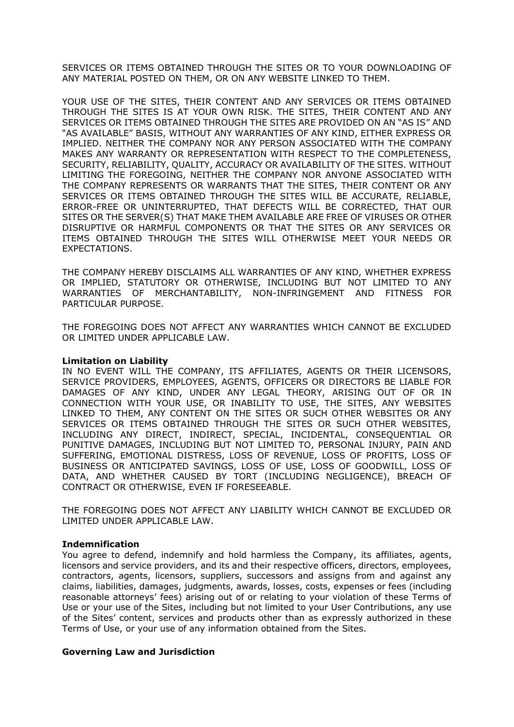SERVICES OR ITEMS OBTAINED THROUGH THE SITES OR TO YOUR DOWNLOADING OF ANY MATERIAL POSTED ON THEM, OR ON ANY WEBSITE LINKED TO THEM.

YOUR USE OF THE SITES, THEIR CONTENT AND ANY SERVICES OR ITEMS OBTAINED THROUGH THE SITES IS AT YOUR OWN RISK. THE SITES, THEIR CONTENT AND ANY SERVICES OR ITEMS OBTAINED THROUGH THE SITES ARE PROVIDED ON AN "AS IS" AND "AS AVAILABLE" BASIS, WITHOUT ANY WARRANTIES OF ANY KIND, EITHER EXPRESS OR IMPLIED. NEITHER THE COMPANY NOR ANY PERSON ASSOCIATED WITH THE COMPANY MAKES ANY WARRANTY OR REPRESENTATION WITH RESPECT TO THE COMPLETENESS, SECURITY, RELIABILITY, QUALITY, ACCURACY OR AVAILABILITY OF THE SITES. WITHOUT LIMITING THE FOREGOING, NEITHER THE COMPANY NOR ANYONE ASSOCIATED WITH THE COMPANY REPRESENTS OR WARRANTS THAT THE SITES, THEIR CONTENT OR ANY SERVICES OR ITEMS OBTAINED THROUGH THE SITES WILL BE ACCURATE, RELIABLE, ERROR-FREE OR UNINTERRUPTED, THAT DEFECTS WILL BE CORRECTED, THAT OUR SITES OR THE SERVER(S) THAT MAKE THEM AVAILABLE ARE FREE OF VIRUSES OR OTHER DISRUPTIVE OR HARMFUL COMPONENTS OR THAT THE SITES OR ANY SERVICES OR ITEMS OBTAINED THROUGH THE SITES WILL OTHERWISE MEET YOUR NEEDS OR EXPECTATIONS.

THE COMPANY HEREBY DISCLAIMS ALL WARRANTIES OF ANY KIND, WHETHER EXPRESS OR IMPLIED, STATUTORY OR OTHERWISE, INCLUDING BUT NOT LIMITED TO ANY WARRANTIES OF MERCHANTABILITY, NON-INFRINGEMENT AND FITNESS FOR PARTICULAR PURPOSE.

THE FOREGOING DOES NOT AFFECT ANY WARRANTIES WHICH CANNOT BE EXCLUDED OR LIMITED UNDER APPLICABLE LAW.

**Limitation on Liability**

IN NO EVENT WILL THE COMPANY, ITS AFFILIATES, AGENTS OR THEIR LICENSORS, SERVICE PROVIDERS, EMPLOYEES, AGENTS, OFFICERS OR DIRECTORS BE LIABLE FOR DAMAGES OF ANY KIND, UNDER ANY LEGAL THEORY, ARISING OUT OF OR IN CONNECTION WITH YOUR USE, OR INABILITY TO USE, THE SITES, ANY WEBSITES LINKED TO THEM, ANY CONTENT ON THE SITES OR SUCH OTHER WEBSITES OR ANY SERVICES OR ITEMS OBTAINED THROUGH THE SITES OR SUCH OTHER WEBSITES, INCLUDING ANY DIRECT, INDIRECT, SPECIAL, INCIDENTAL, CONSEQUENTIAL OR PUNITIVE DAMAGES, INCLUDING BUT NOT LIMITED TO, PERSONAL INJURY, PAIN AND SUFFERING, EMOTIONAL DISTRESS, LOSS OF REVENUE, LOSS OF PROFITS, LOSS OF BUSINESS OR ANTICIPATED SAVINGS, LOSS OF USE, LOSS OF GOODWILL, LOSS OF DATA, AND WHETHER CAUSED BY TORT (INCLUDING NEGLIGENCE), BREACH OF CONTRACT OR OTHERWISE, EVEN IF FORESEEABLE.

THE FOREGOING DOES NOT AFFECT ANY LIABILITY WHICH CANNOT BE EXCLUDED OR LIMITED UNDER APPLICABLE LAW.

**Indemnification**

You agree to defend, indemnify and hold harmless the Company, its affiliates, agents, licensors and service providers, and its and their respective officers, directors, employees, contractors, agents, licensors, suppliers, successors and assigns from and against any claims, liabilities, damages, judgments, awards, losses, costs, expenses or fees (including reasonable attorneys' fees) arising out of or relating to your violation of these Terms of Use or your use of the Sites, including but not limited to your User Contributions, any use of the Sites' content, services and products other than as expressly authorized in these Terms of Use, or your use of any information obtained from the Sites.

**Governing Law and Jurisdiction**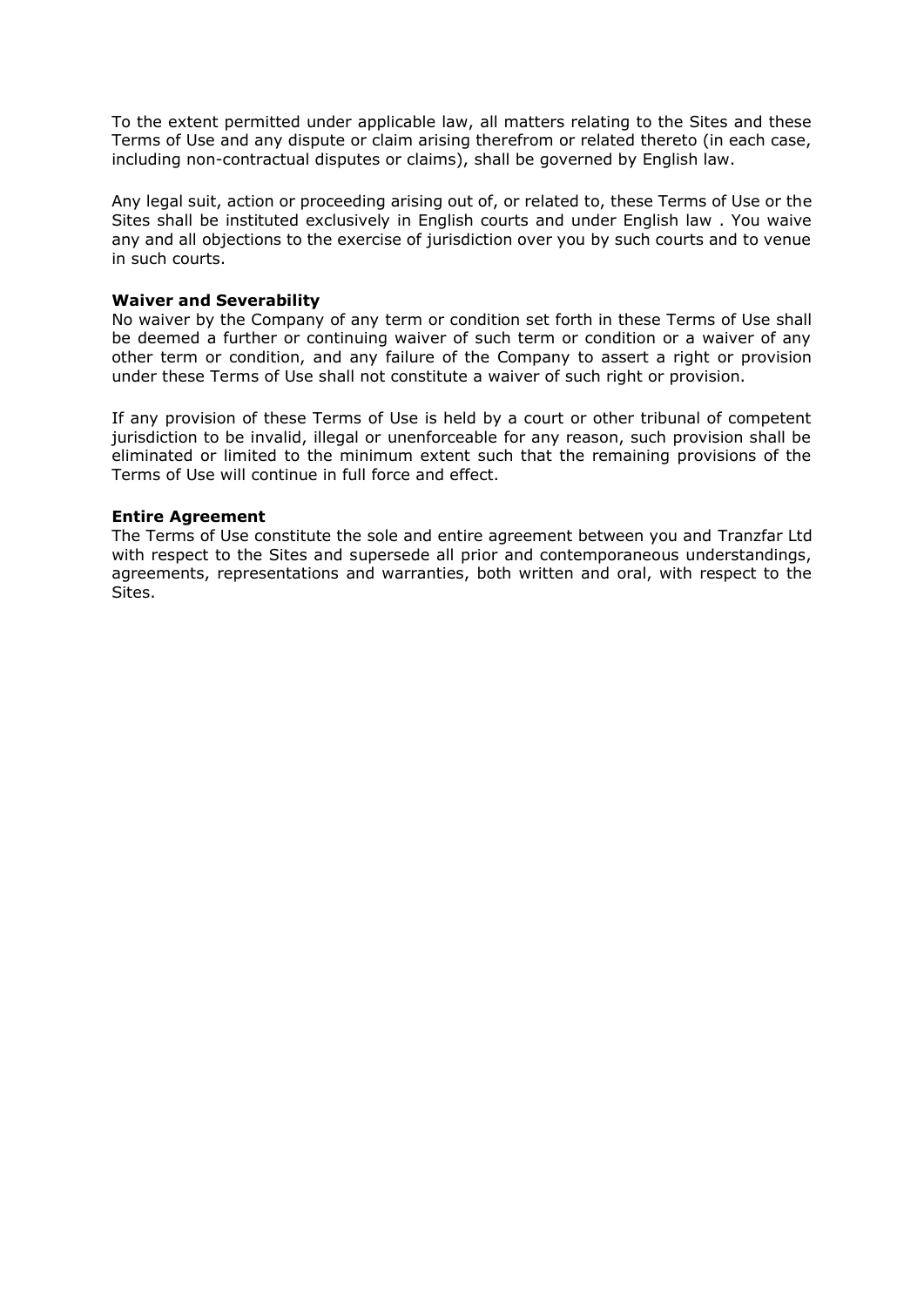To the extent permitted under applicable law, all matters relating to the Sites and these Terms of Use and any dispute or claim arising therefrom or related thereto (in each case, including non-contractual disputes or claims), shall be governed by English law.

Any legal suit, action or proceeding arising out of, or related to, these Terms of Use or the Sites shall be instituted exclusively in English courts and under English law . You waive any and all objections to the exercise of jurisdiction over you by such courts and to venue in such courts.

**Waiver and Severability**

No waiver by the Company of any term or condition set forth in these Terms of Use shall be deemed a further or continuing waiver of such term or condition or a waiver of any other term or condition, and any failure of the Company to assert a right or provision under these Terms of Use shall not constitute a waiver of such right or provision.

If any provision of these Terms of Use is held by a court or other tribunal of competent jurisdiction to be invalid, illegal or unenforceable for any reason, such provision shall be eliminated or limited to the minimum extent such that the remaining provisions of the Terms of Use will continue in full force and effect.

**Entire Agreement**

The Terms of Use constitute the sole and entire agreement between you and Tranzfar Ltd with respect to the Sites and supersede all prior and contemporaneous understandings, agreements, representations and warranties, both written and oral, with respect to the Sites.